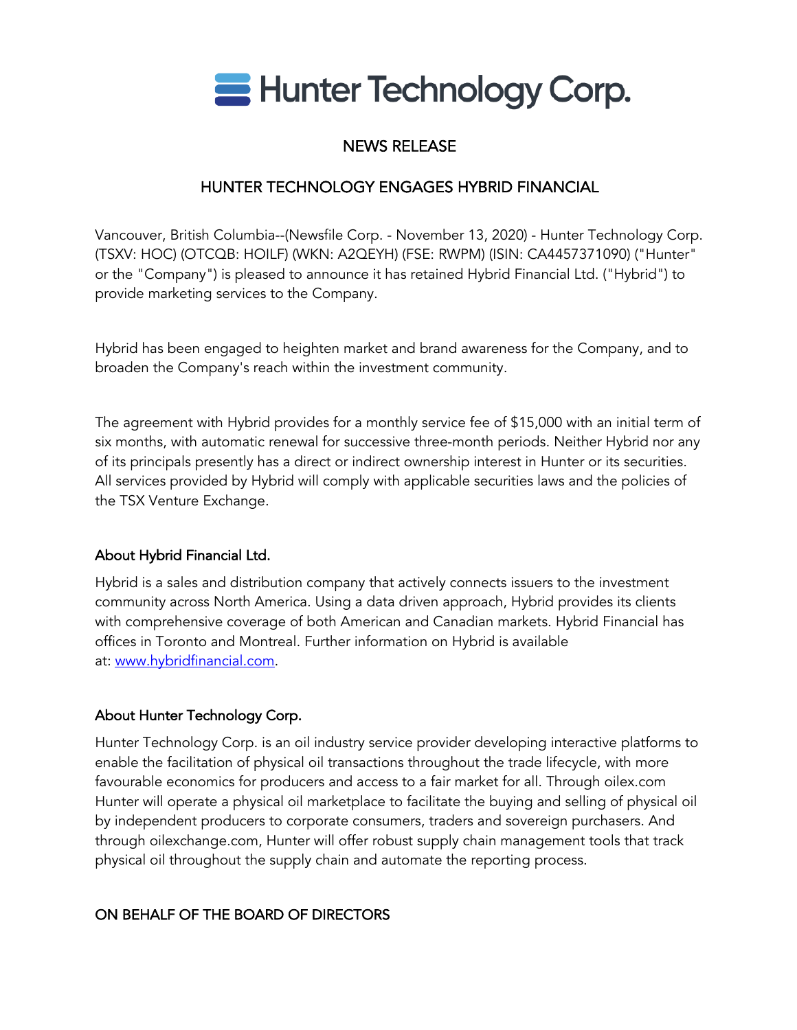# Hunter Technology Corp.

## NEWS RELEASE

## HUNTER TECHNOLOGY ENGAGES HYBRID FINANCIAL

Vancouver, British Columbia--(Newsfile Corp. - November 13, 2020) - Hunter Technology Corp. (TSXV: HOC) (OTCQB: HOILF) (WKN: A2QEYH) (FSE: RWPM) (ISIN: CA4457371090) ("Hunter" or the "Company") is pleased to announce it has retained Hybrid Financial Ltd. ("Hybrid") to provide marketing services to the Company.

Hybrid has been engaged to heighten market and brand awareness for the Company, and to broaden the Company's reach within the investment community.

The agreement with Hybrid provides for a monthly service fee of $15,000 with an initial term of six months, with automatic renewal for successive three-month periods. Neither Hybrid nor any of its principals presently has a direct or indirect ownership interest in Hunter or its securities. All services provided by Hybrid will comply with applicable securities laws and the policies of the TSX Venture Exchange.

### About Hybrid Financial Ltd.

Hybrid is a sales and distribution company that actively connects issuers to the investment community across North America. Using a data driven approach, Hybrid provides its clients with comprehensive coverage of both American and Canadian markets. Hybrid Financial has offices in Toronto and Montreal. Further information on Hybrid is available at: [www.hybridfinancial.com](http://www.hybridfinancial.com).

### About Hunter Technology Corp.

Hunter Technology Corp. is an oil industry service provider developing interactive platforms to enable the facilitation of physical oil transactions throughout the trade lifecycle, with more favourable economics for producers and access to a fair market for all. Through oilex.com Hunter will operate a physical oil marketplace to facilitate the buying and selling of physical oil by independent producers to corporate consumers, traders and sovereign purchasers. And through oilexchange.com, Hunter will offer robust supply chain management tools that track physical oil throughout the supply chain and automate the reporting process.

ON BEHALF OF THE BOARD OF DIRECTORS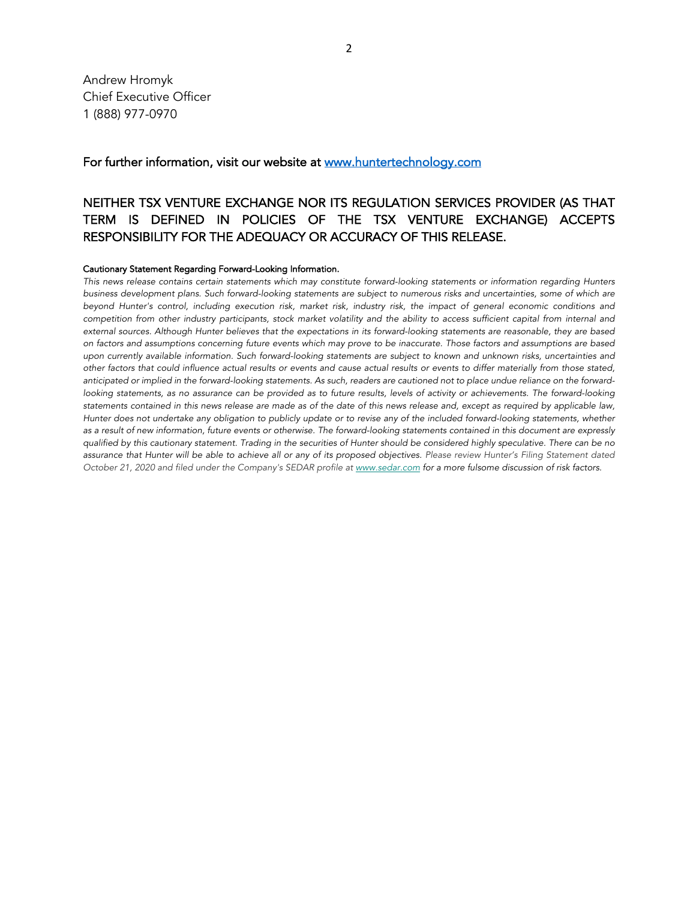Andrew Hromyk
Chief Executive Officer
1 (888) 977-0970

For further information, visit our website at [www.huntertechnology.com](http://www.huntertechnology.com)

NEITHER TSX VENTURE EXCHANGE NOR ITS REGULATION SERVICES PROVIDER (AS THAT TERM IS DEFINED IN POLICIES OF THE TSX VENTURE EXCHANGE) ACCEPTS RESPONSIBILITY FOR THE ADEQUACY OR ACCURACY OF THIS RELEASE.

**Cautionary Statement Regarding Forward-Looking Information.**

*This news release contains certain statements which may constitute forward-looking statements or information regarding Hunters business development plans. Such forward-looking statements are subject to numerous risks and uncertainties, some of which are beyond Hunter's control, including execution risk, market risk, industry risk, the impact of general economic conditions and competition from other industry participants, stock market volatility and the ability to access sufficient capital from internal and external sources. Although Hunter believes that the expectations in its forward-looking statements are reasonable, they are based on factors and assumptions concerning future events which may prove to be inaccurate. Those factors and assumptions are based upon currently available information. Such forward-looking statements are subject to known and unknown risks, uncertainties and other factors that could influence actual results or events and cause actual results or events to differ materially from those stated, anticipated or implied in the forward-looking statements. As such, readers are cautioned not to place undue reliance on the forward-looking statements, as no assurance can be provided as to future results, levels of activity or achievements. The forward-looking statements contained in this news release are made as of the date of this news release and, except as required by applicable law, Hunter does not undertake any obligation to publicly update or to revise any of the included forward-looking statements, whether as a result of new information, future events or otherwise. The forward-looking statements contained in this document are expressly qualified by this cautionary statement. Trading in the securities of Hunter should be considered highly speculative. There can be no assurance that Hunter will be able to achieve all or any of its proposed objectives. Please review Hunter's Filing Statement dated October 21, 2020 and filed under the Company's SEDAR profile at [www.sedar.com](http://www.sedar.com) for a more fulsome discussion of risk factors.*